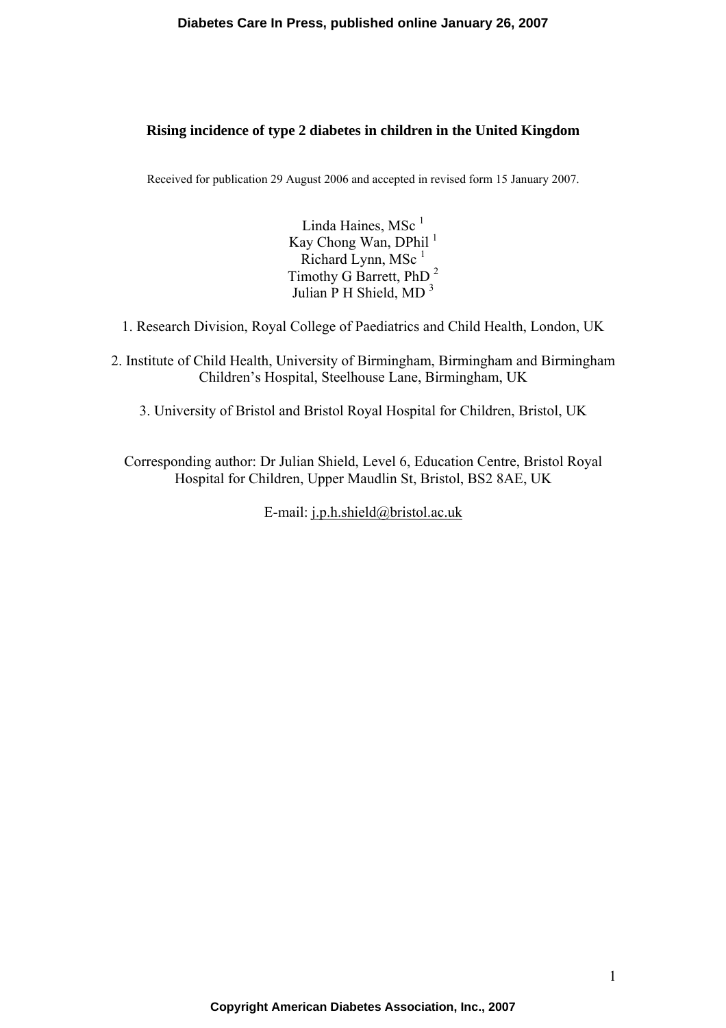# Rising incidence of type 2 diabetes in children in the United Kingdom

Received for publication 29 August 2006 and accepted in revised form 15 January 2007.

Linda Haines, MSc [1]
Kay Chong Wan, DPhil [1]
Richard Lynn, MSc [1]
Timothy G Barrett, PhD [2]
Julian P H Shield, MD [3]

1. Research Division, Royal College of Paediatrics and Child Health, London, UK

2. Institute of Child Health, University of Birmingham, Birmingham and Birmingham Children's Hospital, Steelhouse Lane, Birmingham, UK

3. University of Bristol and Bristol Royal Hospital for Children, Bristol, UK

Corresponding author: Dr Julian Shield, Level 6, Education Centre, Bristol Royal Hospital for Children, Upper Maudlin St, Bristol, BS2 8AE, UK

E-mail: j.p.h.shield@bristol.ac.uk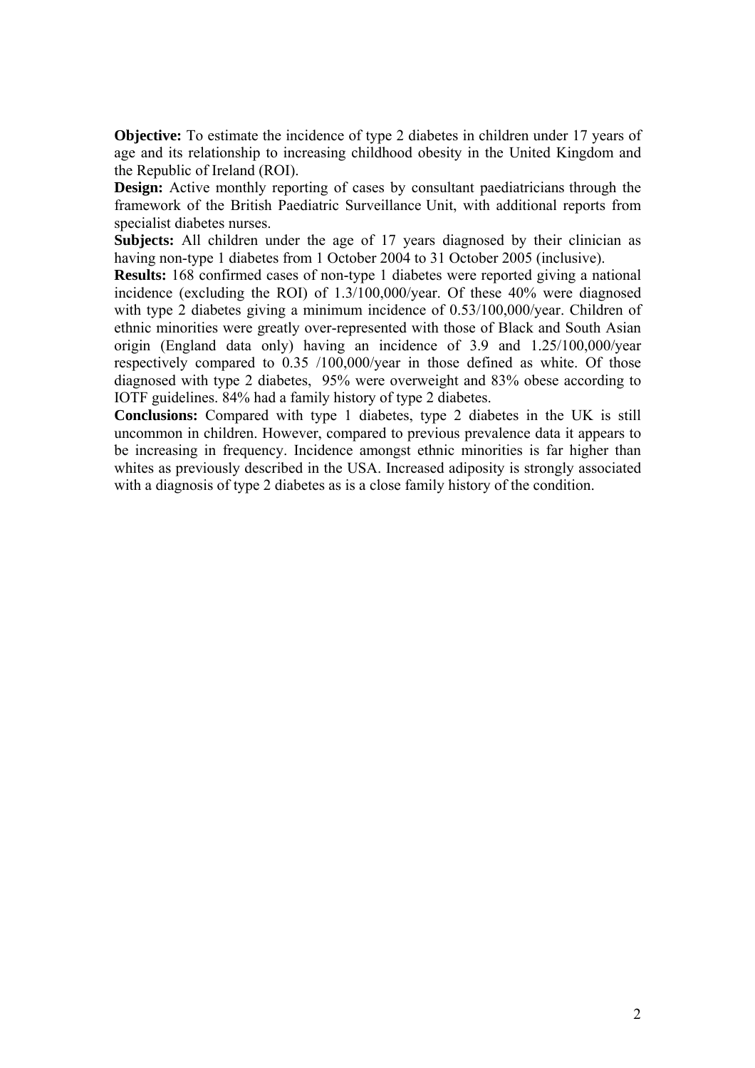**Objective:** To estimate the incidence of type 2 diabetes in children under 17 years of age and its relationship to increasing childhood obesity in the United Kingdom and the Republic of Ireland (ROI).

**Design:** Active monthly reporting of cases by consultant paediatricians through the framework of the British Paediatric Surveillance Unit, with additional reports from specialist diabetes nurses.

**Subjects:** All children under the age of 17 years diagnosed by their clinician as having non-type 1 diabetes from 1 October 2004 to 31 October 2005 (inclusive).

**Results:** 168 confirmed cases of non-type 1 diabetes were reported giving a national incidence (excluding the ROI) of 1.3/100,000/year. Of these 40% were diagnosed with type 2 diabetes giving a minimum incidence of 0.53/100,000/year. Children of ethnic minorities were greatly over-represented with those of Black and South Asian origin (England data only) having an incidence of 3.9 and 1.25/100,000/year respectively compared to 0.35 /100,000/year in those defined as white. Of those diagnosed with type 2 diabetes, 95% were overweight and 83% obese according to IOTF guidelines. 84% had a family history of type 2 diabetes.

**Conclusions:** Compared with type 1 diabetes, type 2 diabetes in the UK is still uncommon in children. However, compared to previous prevalence data it appears to be increasing in frequency. Incidence amongst ethnic minorities is far higher than whites as previously described in the USA. Increased adiposity is strongly associated with a diagnosis of type 2 diabetes as is a close family history of the condition.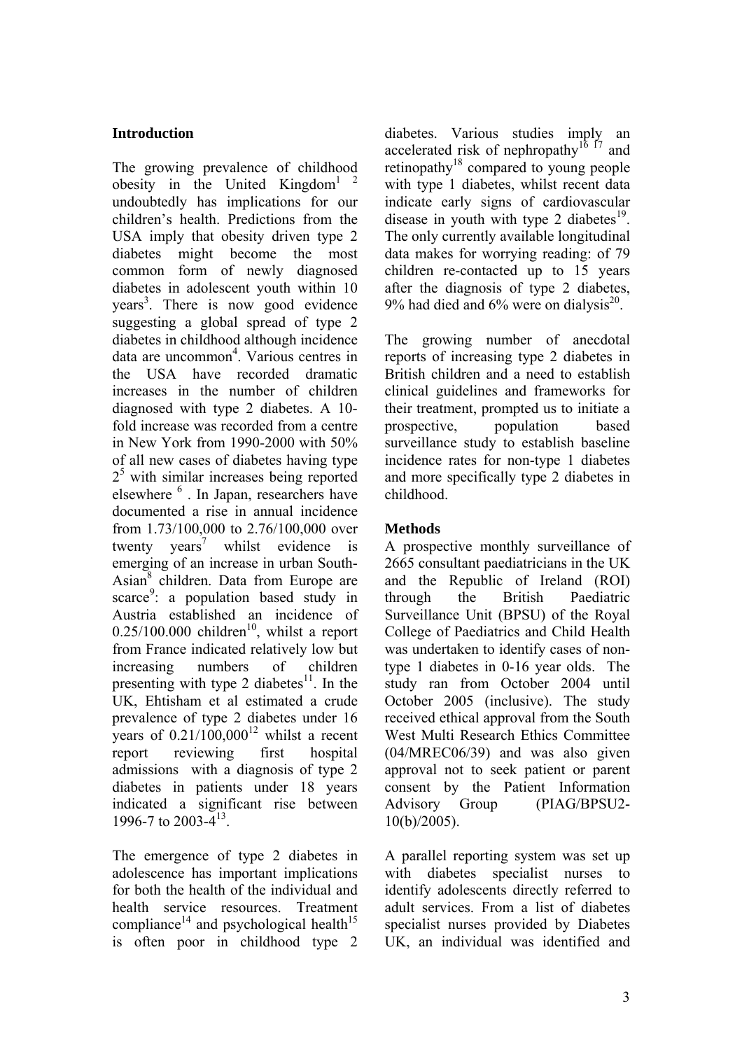## Introduction

The growing prevalence of childhood obesity in the United Kingdom[1 2] undoubtedly has implications for our children's health. Predictions from the USA imply that obesity driven type 2 diabetes might become the most common form of newly diagnosed diabetes in adolescent youth within 10 years[3]. There is now good evidence suggesting a global spread of type 2 diabetes in childhood although incidence data are uncommon[4]. Various centres in the USA have recorded dramatic increases in the number of children diagnosed with type 2 diabetes. A 10-fold increase was recorded from a centre in New York from 1990-2000 with 50% of all new cases of diabetes having type 2[5] with similar increases being reported elsewhere [6]. In Japan, researchers have documented a rise in annual incidence from 1.73/100,000 to 2.76/100,000 over twenty years[7] whilst evidence is emerging of an increase in urban South-Asian[8] children. Data from Europe are scarce[9]: a population based study in Austria established an incidence of 0.25/100.000 children[10], whilst a report from France indicated relatively low but increasing numbers of children presenting with type 2 diabetes[11]. In the UK, Ehtisham et al estimated a crude prevalence of type 2 diabetes under 16 years of 0.21/100,000[12] whilst a recent report reviewing first hospital admissions with a diagnosis of type 2 diabetes in patients under 18 years indicated a significant rise between 1996-7 to 2003-4[13].

The emergence of type 2 diabetes in adolescence has important implications for both the health of the individual and health service resources. Treatment compliance[14] and psychological health[15] is often poor in childhood type 2 diabetes. Various studies imply an accelerated risk of nephropathy[16 17] and retinopathy[18] compared to young people with type 1 diabetes, whilst recent data indicate early signs of cardiovascular disease in youth with type 2 diabetes[19]. The only currently available longitudinal data makes for worrying reading: of 79 children re-contacted up to 15 years after the diagnosis of type 2 diabetes, 9% had died and 6% were on dialysis[20].

The growing number of anecdotal reports of increasing type 2 diabetes in British children and a need to establish clinical guidelines and frameworks for their treatment, prompted us to initiate a prospective, population based surveillance study to establish baseline incidence rates for non-type 1 diabetes and more specifically type 2 diabetes in childhood.

## Methods

A prospective monthly surveillance of 2665 consultant paediatricians in the UK and the Republic of Ireland (ROI) through the British Paediatric Surveillance Unit (BPSU) of the Royal College of Paediatrics and Child Health was undertaken to identify cases of non-type 1 diabetes in 0-16 year olds. The study ran from October 2004 until October 2005 (inclusive). The study received ethical approval from the South West Multi Research Ethics Committee (04/MREC06/39) and was also given approval not to seek patient or parent consent by the Patient Information Advisory Group (PIAG/BPSU2-10(b)/2005).

A parallel reporting system was set up with diabetes specialist nurses to identify adolescents directly referred to adult services. From a list of diabetes specialist nurses provided by Diabetes UK, an individual was identified and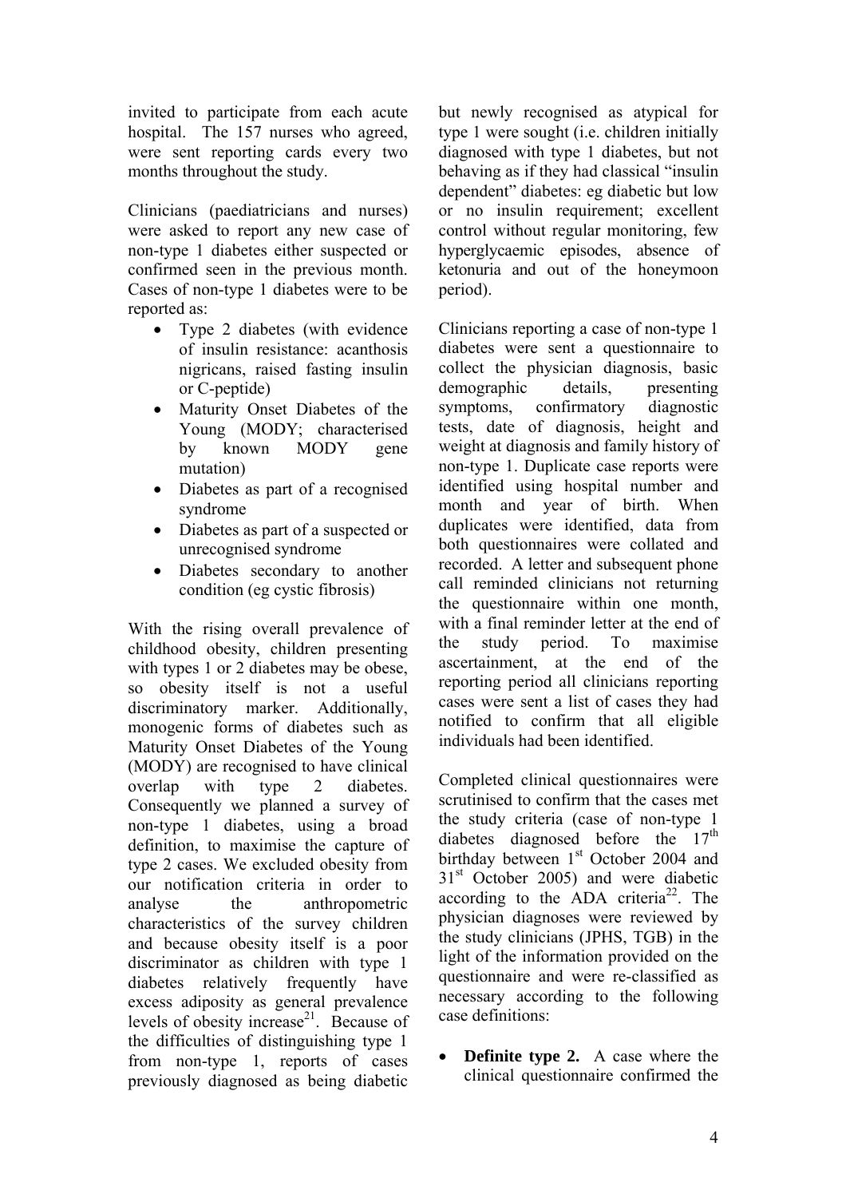invited to participate from each acute hospital. The 157 nurses who agreed, were sent reporting cards every two months throughout the study.

Clinicians (paediatricians and nurses) were asked to report any new case of non-type 1 diabetes either suspected or confirmed seen in the previous month. Cases of non-type 1 diabetes were to be reported as:

- Type 2 diabetes (with evidence of insulin resistance: acanthosis nigricans, raised fasting insulin or C-peptide)
- Maturity Onset Diabetes of the Young (MODY; characterised by known MODY gene mutation)
- Diabetes as part of a recognised syndrome
- Diabetes as part of a suspected or unrecognised syndrome
- Diabetes secondary to another condition (eg cystic fibrosis)

With the rising overall prevalence of childhood obesity, children presenting with types 1 or 2 diabetes may be obese, so obesity itself is not a useful discriminatory marker. Additionally, monogenic forms of diabetes such as Maturity Onset Diabetes of the Young (MODY) are recognised to have clinical overlap with type 2 diabetes. Consequently we planned a survey of non-type 1 diabetes, using a broad definition, to maximise the capture of type 2 cases. We excluded obesity from our notification criteria in order to analyse the anthropometric characteristics of the survey children and because obesity itself is a poor discriminator as children with type 1 diabetes relatively frequently have excess adiposity as general prevalence levels of obesity increase[21]. Because of the difficulties of distinguishing type 1 from non-type 1, reports of cases previously diagnosed as being diabetic but newly recognised as atypical for type 1 were sought (i.e. children initially diagnosed with type 1 diabetes, but not behaving as if they had classical "insulin dependent" diabetes: eg diabetic but low or no insulin requirement; excellent control without regular monitoring, few hyperglycaemic episodes, absence of ketonuria and out of the honeymoon period).

Clinicians reporting a case of non-type 1 diabetes were sent a questionnaire to collect the physician diagnosis, basic demographic details, presenting symptoms, confirmatory diagnostic tests, date of diagnosis, height and weight at diagnosis and family history of non-type 1. Duplicate case reports were identified using hospital number and month and year of birth. When duplicates were identified, data from both questionnaires were collated and recorded. A letter and subsequent phone call reminded clinicians not returning the questionnaire within one month, with a final reminder letter at the end of the study period. To maximise ascertainment, at the end of the reporting period all clinicians reporting cases were sent a list of cases they had notified to confirm that all eligible individuals had been identified.

Completed clinical questionnaires were scrutinised to confirm that the cases met the study criteria (case of non-type 1 diabetes diagnosed before the 17th birthday between 1st October 2004 and 31st October 2005) and were diabetic according to the ADA criteria[22]. The physician diagnoses were reviewed by the study clinicians (JPHS, TGB) in the light of the information provided on the questionnaire and were re-classified as necessary according to the following case definitions:

- **Definite type 2.** A case where the clinical questionnaire confirmed the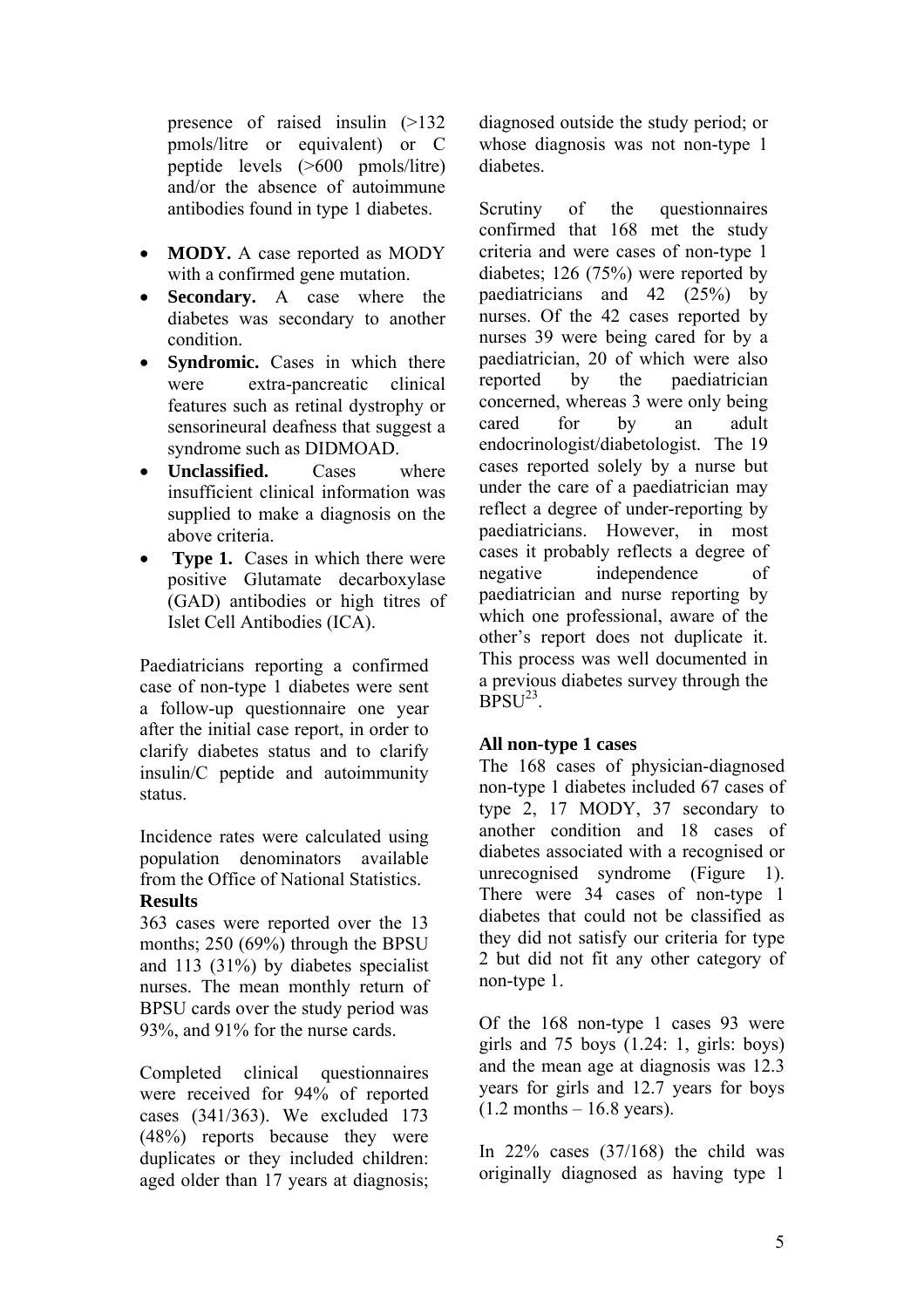presence of raised insulin (>132 pmols/litre or equivalent) or C peptide levels (>600 pmols/litre) and/or the absence of autoimmune antibodies found in type 1 diabetes.

- **MODY.** A case reported as MODY with a confirmed gene mutation.
- **Secondary.** A case where the diabetes was secondary to another condition.
- **Syndromic.** Cases in which there were extra-pancreatic clinical features such as retinal dystrophy or sensorineural deafness that suggest a syndrome such as DIDMOAD.
- **Unclassified.** Cases where insufficient clinical information was supplied to make a diagnosis on the above criteria.
- **Type 1.** Cases in which there were positive Glutamate decarboxylase (GAD) antibodies or high titres of Islet Cell Antibodies (ICA).

Paediatricians reporting a confirmed case of non-type 1 diabetes were sent a follow-up questionnaire one year after the initial case report, in order to clarify diabetes status and to clarify insulin/C peptide and autoimmunity status.

Incidence rates were calculated using population denominators available from the Office of National Statistics.

**Results**

363 cases were reported over the 13 months; 250 (69%) through the BPSU and 113 (31%) by diabetes specialist nurses. The mean monthly return of BPSU cards over the study period was 93%, and 91% for the nurse cards.

Completed clinical questionnaires were received for 94% of reported cases (341/363). We excluded 173 (48%) reports because they were duplicates or they included children: aged older than 17 years at diagnosis; diagnosed outside the study period; or whose diagnosis was not non-type 1 diabetes.

Scrutiny of the questionnaires confirmed that 168 met the study criteria and were cases of non-type 1 diabetes; 126 (75%) were reported by paediatricians and 42 (25%) by nurses. Of the 42 cases reported by nurses 39 were being cared for by a paediatrician, 20 of which were also reported by the paediatrician concerned, whereas 3 were only being cared for by an adult endocrinologist/diabetologist. The 19 cases reported solely by a nurse but under the care of a paediatrician may reflect a degree of under-reporting by paediatricians. However, in most cases it probably reflects a degree of negative independence of paediatrician and nurse reporting by which one professional, aware of the other's report does not duplicate it. This process was well documented in a previous diabetes survey through the BPSU[23].

**All non-type 1 cases**

The 168 cases of physician-diagnosed non-type 1 diabetes included 67 cases of type 2, 17 MODY, 37 secondary to another condition and 18 cases of diabetes associated with a recognised or unrecognised syndrome (Figure 1). There were 34 cases of non-type 1 diabetes that could not be classified as they did not satisfy our criteria for type 2 but did not fit any other category of non-type 1.

Of the 168 non-type 1 cases 93 were girls and 75 boys (1.24: 1, girls: boys) and the mean age at diagnosis was 12.3 years for girls and 12.7 years for boys (1.2 months – 16.8 years).

In 22% cases (37/168) the child was originally diagnosed as having type 1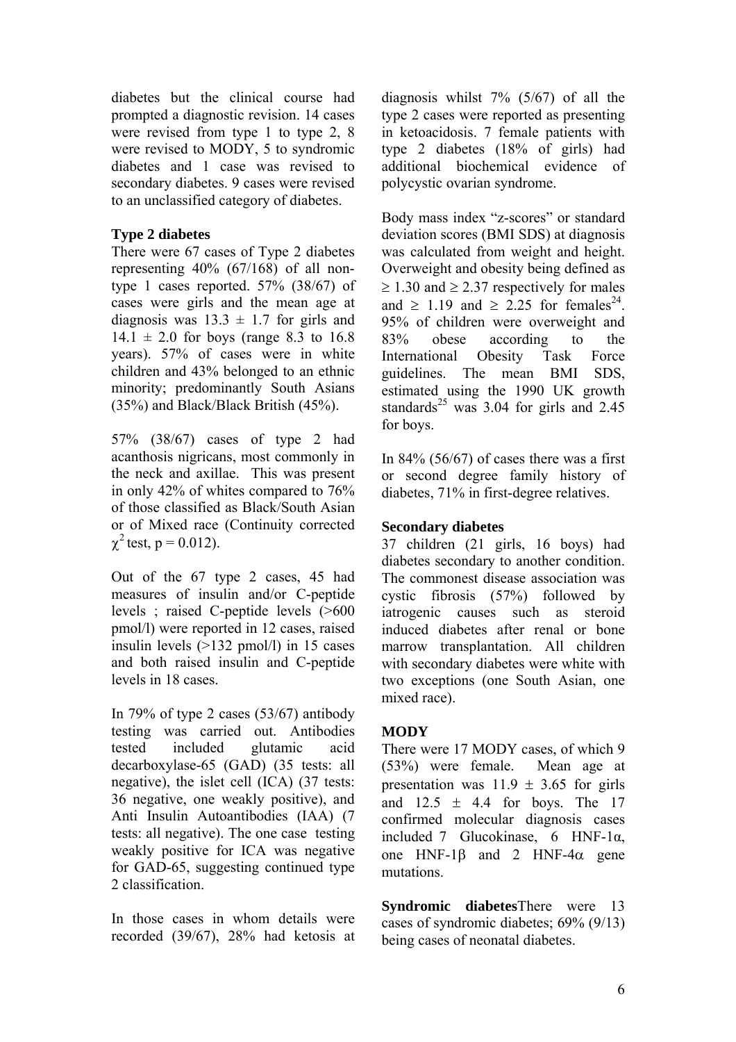diabetes but the clinical course had prompted a diagnostic revision. 14 cases were revised from type 1 to type 2, 8 were revised to MODY, 5 to syndromic diabetes and 1 case was revised to secondary diabetes. 9 cases were revised to an unclassified category of diabetes.

### Type 2 diabetes

There were 67 cases of Type 2 diabetes representing 40% (67/168) of all non-type 1 cases reported. 57% (38/67) of cases were girls and the mean age at diagnosis was $13.3 \pm 1.7$ for girls and $14.1 \pm 2.0$ for boys (range 8.3 to 16.8 years). 57% of cases were in white children and 43% belonged to an ethnic minority; predominantly South Asians (35%) and Black/Black British (45%).

57% (38/67) cases of type 2 had acanthosis nigricans, most commonly in the neck and axillae. This was present in only 42% of whites compared to 76% of those classified as Black/South Asian or of Mixed race (Continuity corrected $\chi^2$ test, $p = 0.012$).

Out of the 67 type 2 cases, 45 had measures of insulin and/or C-peptide levels ; raised C-peptide levels (>600 pmol/l) were reported in 12 cases, raised insulin levels (>132 pmol/l) in 15 cases and both raised insulin and C-peptide levels in 18 cases.

In 79% of type 2 cases (53/67) antibody testing was carried out. Antibodies tested included glutamic acid decarboxylase-65 (GAD) (35 tests: all negative), the islet cell (ICA) (37 tests: 36 negative, one weakly positive), and Anti Insulin Autoantibodies (IAA) (7 tests: all negative). The one case testing weakly positive for ICA was negative for GAD-65, suggesting continued type 2 classification.

In those cases in whom details were recorded (39/67), 28% had ketosis at diagnosis whilst 7% (5/67) of all the type 2 cases were reported as presenting in ketoacidosis. 7 female patients with type 2 diabetes (18% of girls) had additional biochemical evidence of polycystic ovarian syndrome.

Body mass index "z-scores" or standard deviation scores (BMI SDS) at diagnosis was calculated from weight and height. Overweight and obesity being defined as $\geq 1.30$ and $\geq 2.37$ respectively for males and $\geq 1.19$ and $\geq 2.25$ for females[24]. 95% of children were overweight and 83% obese according to the International Obesity Task Force guidelines. The mean BMI SDS, estimated using the 1990 UK growth standards[25] was 3.04 for girls and 2.45 for boys.

In 84% (56/67) of cases there was a first or second degree family history of diabetes, 71% in first-degree relatives.

### Secondary diabetes

37 children (21 girls, 16 boys) had diabetes secondary to another condition. The commonest disease association was cystic fibrosis (57%) followed by iatrogenic causes such as steroid induced diabetes after renal or bone marrow transplantation. All children with secondary diabetes were white with two exceptions (one South Asian, one mixed race).

### MODY

There were 17 MODY cases, of which 9 (53%) were female. Mean age at presentation was $11.9 \pm 3.65$ for girls and $12.5 \pm 4.4$ for boys. The 17 confirmed molecular diagnosis cases included 7 Glucokinase, 6 HNF-1α, one HNF-1β and 2 HNF-4α gene mutations.

### Syndromic diabetes

There were 13 cases of syndromic diabetes; 69% (9/13) being cases of neonatal diabetes.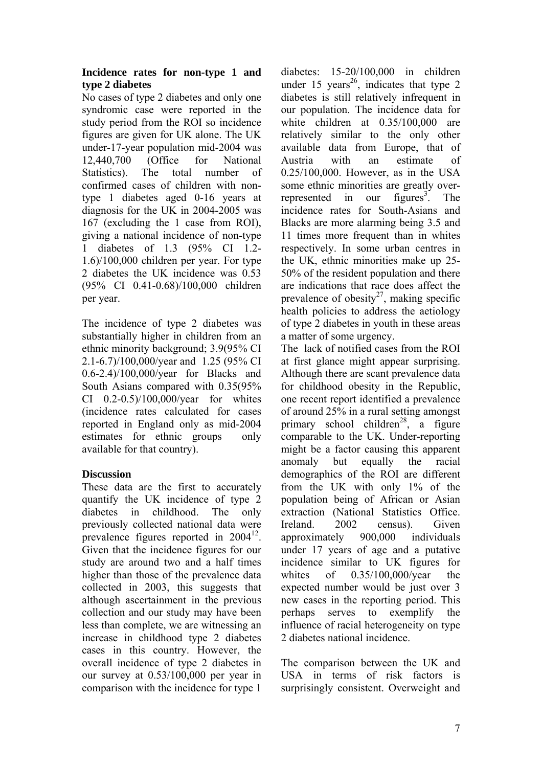**Incidence rates for non-type 1 and type 2 diabetes**

No cases of type 2 diabetes and only one syndromic case were reported in the study period from the ROI so incidence figures are given for UK alone. The UK under-17-year population mid-2004 was 12,440,700 (Office for National Statistics). The total number of confirmed cases of children with non-type 1 diabetes aged 0-16 years at diagnosis for the UK in 2004-2005 was 167 (excluding the 1 case from ROI), giving a national incidence of non-type 1 diabetes of 1.3 (95% CI 1.2-1.6)/100,000 children per year. For type 2 diabetes the UK incidence was 0.53 (95% CI 0.41-0.68)/100,000 children per year.

The incidence of type 2 diabetes was substantially higher in children from an ethnic minority background; 3.9(95% CI 2.1-6.7)/100,000/year and 1.25 (95% CI 0.6-2.4)/100,000/year for Blacks and South Asians compared with 0.35(95% CI 0.2-0.5)/100,000/year for whites (incidence rates calculated for cases reported in England only as mid-2004 estimates for ethnic groups only available for that country).

**Discussion**

These data are the first to accurately quantify the UK incidence of type 2 diabetes in childhood. The only previously collected national data were prevalence figures reported in 2004[12]. Given that the incidence figures for our study are around two and a half times higher than those of the prevalence data collected in 2003, this suggests that although ascertainment in the previous collection and our study may have been less than complete, we are witnessing an increase in childhood type 2 diabetes cases in this country. However, the overall incidence of type 2 diabetes in our survey at 0.53/100,000 per year in comparison with the incidence for type 1 diabetes: 15-20/100,000 in children under 15 years[26], indicates that type 2 diabetes is still relatively infrequent in our population. The incidence data for white children at 0.35/100,000 are relatively similar to the only other available data from Europe, that of Austria with an estimate of 0.25/100,000. However, as in the USA some ethnic minorities are greatly over-represented in our figures[3]. The incidence rates for South-Asians and Blacks are more alarming being 3.5 and 11 times more frequent than in whites respectively. In some urban centres in the UK, ethnic minorities make up 25-50% of the resident population and there are indications that race does affect the prevalence of obesity[27], making specific health policies to address the aetiology of type 2 diabetes in youth in these areas a matter of some urgency.

The lack of notified cases from the ROI at first glance might appear surprising. Although there are scant prevalence data for childhood obesity in the Republic, one recent report identified a prevalence of around 25% in a rural setting amongst primary school children[28], a figure comparable to the UK. Under-reporting might be a factor causing this apparent anomaly but equally the racial demographics of the ROI are different from the UK with only 1% of the population being of African or Asian extraction (National Statistics Office. Ireland. 2002 census). Given approximately 900,000 individuals under 17 years of age and a putative incidence similar to UK figures for whites of 0.35/100,000/year the expected number would be just over 3 new cases in the reporting period. This perhaps serves to exemplify the influence of racial heterogeneity on type 2 diabetes national incidence.

The comparison between the UK and USA in terms of risk factors is surprisingly consistent. Overweight and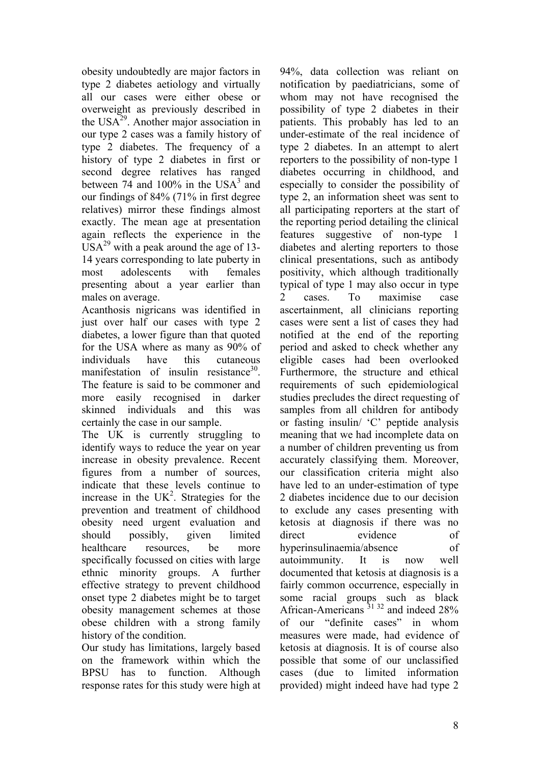obesity undoubtedly are major factors in type 2 diabetes aetiology and virtually all our cases were either obese or overweight as previously described in the USA[29]. Another major association in our type 2 cases was a family history of type 2 diabetes. The frequency of a history of type 2 diabetes in first or second degree relatives has ranged between 74 and 100% in the USA[3] and our findings of 84% (71% in first degree relatives) mirror these findings almost exactly. The mean age at presentation again reflects the experience in the USA[29] with a peak around the age of 13-14 years corresponding to late puberty in most adolescents with females presenting about a year earlier than males on average.

Acanthosis nigricans was identified in just over half our cases with type 2 diabetes, a lower figure than that quoted for the USA where as many as 90% of individuals have this cutaneous manifestation of insulin resistance[30]. The feature is said to be commoner and more easily recognised in darker skinned individuals and this was certainly the case in our sample.

The UK is currently struggling to identify ways to reduce the year on year increase in obesity prevalence. Recent figures from a number of sources, indicate that these levels continue to increase in the UK[2]. Strategies for the prevention and treatment of childhood obesity need urgent evaluation and should possibly, given limited healthcare resources, be more specifically focussed on cities with large ethnic minority groups. A further effective strategy to prevent childhood onset type 2 diabetes might be to target obesity management schemes at those obese children with a strong family history of the condition.

Our study has limitations, largely based on the framework within which the BPSU has to function. Although response rates for this study were high at 94%, data collection was reliant on notification by paediatricians, some of whom may not have recognised the possibility of type 2 diabetes in their patients. This probably has led to an under-estimate of the real incidence of type 2 diabetes. In an attempt to alert reporters to the possibility of non-type 1 diabetes occurring in childhood, and especially to consider the possibility of type 2, an information sheet was sent to all participating reporters at the start of the reporting period detailing the clinical features suggestive of non-type 1 diabetes and alerting reporters to those clinical presentations, such as antibody positivity, which although traditionally typical of type 1 may also occur in type 2 cases. To maximise case ascertainment, all clinicians reporting cases were sent a list of cases they had notified at the end of the reporting period and asked to check whether any eligible cases had been overlooked Furthermore, the structure and ethical requirements of such epidemiological studies precludes the direct requesting of samples from all children for antibody or fasting insulin/ 'C' peptide analysis meaning that we had incomplete data on a number of children preventing us from accurately classifying them. Moreover, our classification criteria might also have led to an under-estimation of type 2 diabetes incidence due to our decision to exclude any cases presenting with ketosis at diagnosis if there was no direct evidence of hyperinsulinaemia/absence of autoimmunity. It is now well documented that ketosis at diagnosis is a fairly common occurrence, especially in some racial groups such as black African-Americans [31,32] and indeed 28% of our "definite cases" in whom measures were made, had evidence of ketosis at diagnosis. It is of course also possible that some of our unclassified cases (due to limited information provided) might indeed have had type 2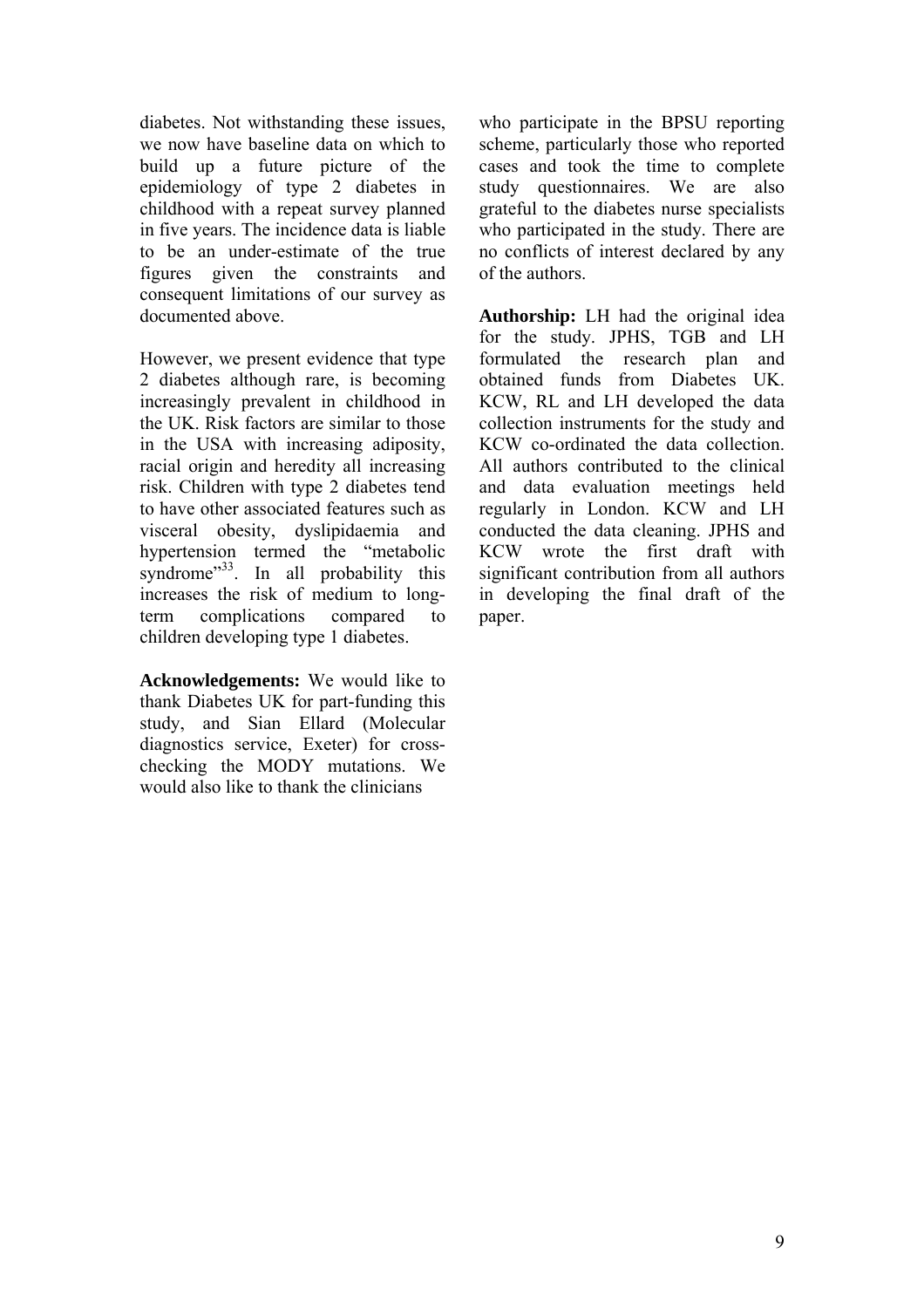diabetes. Not withstanding these issues, we now have baseline data on which to build up a future picture of the epidemiology of type 2 diabetes in childhood with a repeat survey planned in five years. The incidence data is liable to be an under-estimate of the true figures given the constraints and consequent limitations of our survey as documented above.

However, we present evidence that type 2 diabetes although rare, is becoming increasingly prevalent in childhood in the UK. Risk factors are similar to those in the USA with increasing adiposity, racial origin and heredity all increasing risk. Children with type 2 diabetes tend to have other associated features such as visceral obesity, dyslipidaemia and hypertension termed the "metabolic syndrome"[33]. In all probability this increases the risk of medium to long-term complications compared to children developing type 1 diabetes.

**Acknowledgements:** We would like to thank Diabetes UK for part-funding this study, and Sian Ellard (Molecular diagnostics service, Exeter) for cross-checking the MODY mutations. We would also like to thank the clinicians who participate in the BPSU reporting scheme, particularly those who reported cases and took the time to complete study questionnaires. We are also grateful to the diabetes nurse specialists who participated in the study. There are no conflicts of interest declared by any of the authors.

**Authorship:** LH had the original idea for the study. JPHS, TGB and LH formulated the research plan and obtained funds from Diabetes UK. KCW, RL and LH developed the data collection instruments for the study and KCW co-ordinated the data collection. All authors contributed to the clinical and data evaluation meetings held regularly in London. KCW and LH conducted the data cleaning. JPHS and KCW wrote the first draft with significant contribution from all authors in developing the final draft of the paper.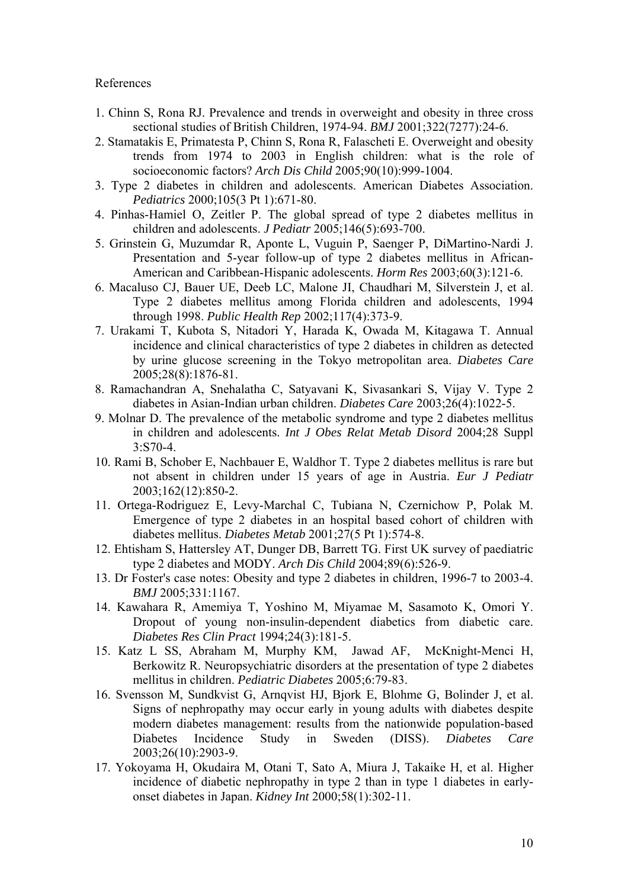References

1. Chinn S, Rona RJ. Prevalence and trends in overweight and obesity in three cross sectional studies of British Children, 1974-94. *BMJ* 2001;322(7277):24-6.
2. Stamatakis E, Primatesta P, Chinn S, Rona R, Falascheti E. Overweight and obesity trends from 1974 to 2003 in English children: what is the role of socioeconomic factors? *Arch Dis Child* 2005;90(10):999-1004.
3. Type 2 diabetes in children and adolescents. American Diabetes Association. *Pediatrics* 2000;105(3 Pt 1):671-80.
4. Pinhas-Hamiel O, Zeitler P. The global spread of type 2 diabetes mellitus in children and adolescents. *J Pediatr* 2005;146(5):693-700.
5. Grinstein G, Muzumdar R, Aponte L, Vuguin P, Saenger P, DiMartino-Nardi J. Presentation and 5-year follow-up of type 2 diabetes mellitus in African-American and Caribbean-Hispanic adolescents. *Horm Res* 2003;60(3):121-6.
6. Macaluso CJ, Bauer UE, Deeb LC, Malone JI, Chaudhari M, Silverstein J, et al. Type 2 diabetes mellitus among Florida children and adolescents, 1994 through 1998. *Public Health Rep* 2002;117(4):373-9.
7. Urakami T, Kubota S, Nitadori Y, Harada K, Owada M, Kitagawa T. Annual incidence and clinical characteristics of type 2 diabetes in children as detected by urine glucose screening in the Tokyo metropolitan area. *Diabetes Care* 2005;28(8):1876-81.
8. Ramachandran A, Snehalatha C, Satyavani K, Sivasankari S, Vijay V. Type 2 diabetes in Asian-Indian urban children. *Diabetes Care* 2003;26(4):1022-5.
9. Molnar D. The prevalence of the metabolic syndrome and type 2 diabetes mellitus in children and adolescents. *Int J Obes Relat Metab Disord* 2004;28 Suppl 3:S70-4.
10. Rami B, Schober E, Nachbauer E, Waldhor T. Type 2 diabetes mellitus is rare but not absent in children under 15 years of age in Austria. *Eur J Pediatr* 2003;162(12):850-2.
11. Ortega-Rodriguez E, Levy-Marchal C, Tubiana N, Czernichow P, Polak M. Emergence of type 2 diabetes in an hospital based cohort of children with diabetes mellitus. *Diabetes Metab* 2001;27(5 Pt 1):574-8.
12. Ehtisham S, Hattersley AT, Dunger DB, Barrett TG. First UK survey of paediatric type 2 diabetes and MODY. *Arch Dis Child* 2004;89(6):526-9.
13. Dr Foster's case notes: Obesity and type 2 diabetes in children, 1996-7 to 2003-4. *BMJ* 2005;331:1167.
14. Kawahara R, Amemiya T, Yoshino M, Miyamae M, Sasamoto K, Omori Y. Dropout of young non-insulin-dependent diabetics from diabetic care. *Diabetes Res Clin Pract* 1994;24(3):181-5.
15. Katz L SS, Abraham M, Murphy KM, Jawad AF, McKnight-Menci H, Berkowitz R. Neuropsychiatric disorders at the presentation of type 2 diabetes mellitus in children. *Pediatric Diabetes* 2005;6:79-83.
16. Svensson M, Sundkvist G, Arnqvist HJ, Bjork E, Blohme G, Bolinder J, et al. Signs of nephropathy may occur early in young adults with diabetes despite modern diabetes management: results from the nationwide population-based Diabetes Incidence Study in Sweden (DISS). *Diabetes Care* 2003;26(10):2903-9.
17. Yokoyama H, Okudaira M, Otani T, Sato A, Miura J, Takaike H, et al. Higher incidence of diabetic nephropathy in type 2 than in type 1 diabetes in early-onset diabetes in Japan. *Kidney Int* 2000;58(1):302-11.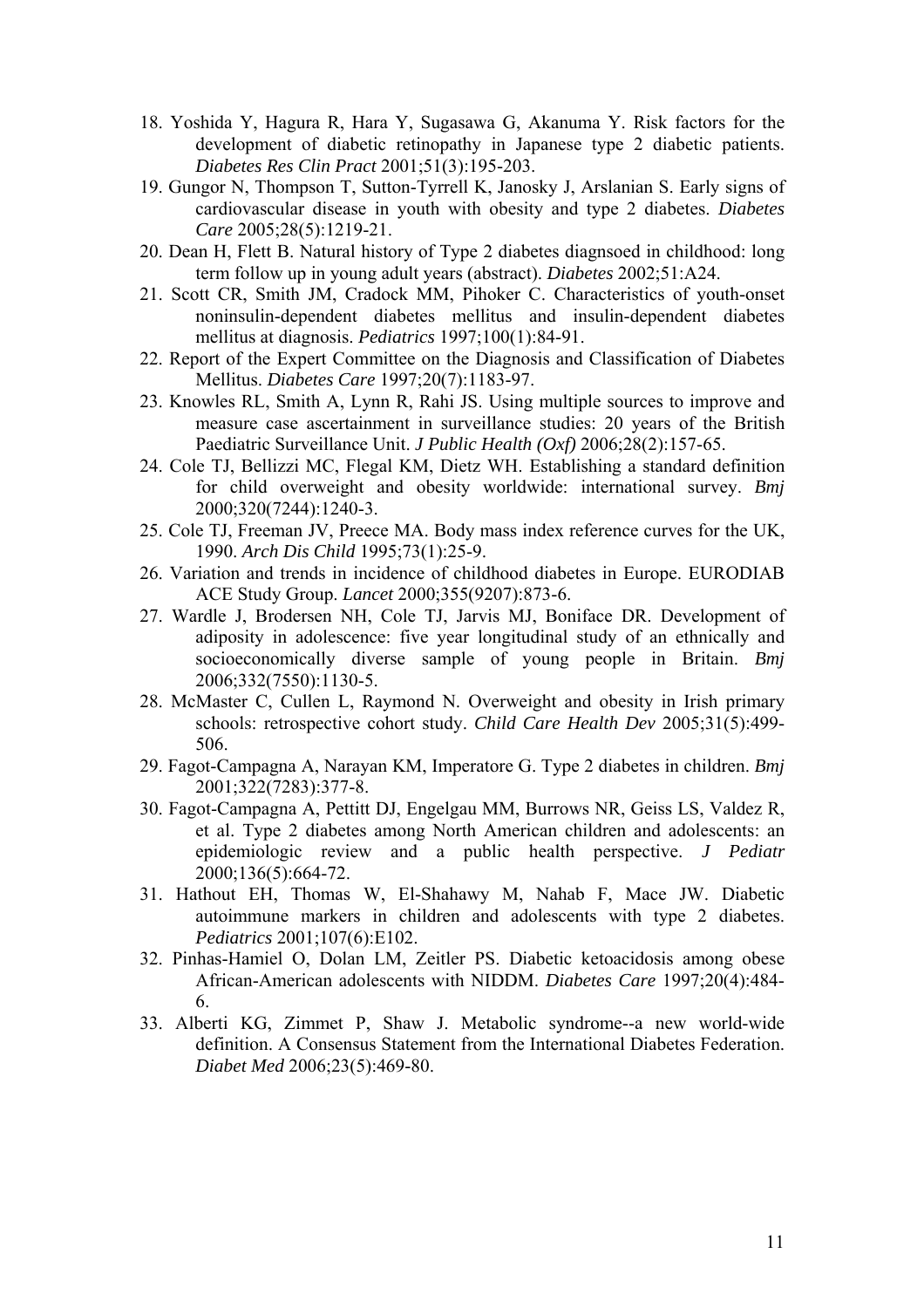18. Yoshida Y, Hagura R, Hara Y, Sugasawa G, Akanuma Y. Risk factors for the development of diabetic retinopathy in Japanese type 2 diabetic patients. *Diabetes Res Clin Pract* 2001;51(3):195-203.
19. Gungor N, Thompson T, Sutton-Tyrrell K, Janosky J, Arslanian S. Early signs of cardiovascular disease in youth with obesity and type 2 diabetes. *Diabetes Care* 2005;28(5):1219-21.
20. Dean H, Flett B. Natural history of Type 2 diabetes diagnsoed in childhood: long term follow up in young adult years (abstract). *Diabetes* 2002;51:A24.
21. Scott CR, Smith JM, Cradock MM, Pihoker C. Characteristics of youth-onset noninsulin-dependent diabetes mellitus and insulin-dependent diabetes mellitus at diagnosis. *Pediatrics* 1997;100(1):84-91.
22. Report of the Expert Committee on the Diagnosis and Classification of Diabetes Mellitus. *Diabetes Care* 1997;20(7):1183-97.
23. Knowles RL, Smith A, Lynn R, Rahi JS. Using multiple sources to improve and measure case ascertainment in surveillance studies: 20 years of the British Paediatric Surveillance Unit. *J Public Health (Oxf)* 2006;28(2):157-65.
24. Cole TJ, Bellizzi MC, Flegal KM, Dietz WH. Establishing a standard definition for child overweight and obesity worldwide: international survey. *Bmj* 2000;320(7244):1240-3.
25. Cole TJ, Freeman JV, Preece MA. Body mass index reference curves for the UK, 1990. *Arch Dis Child* 1995;73(1):25-9.
26. Variation and trends in incidence of childhood diabetes in Europe. EURODIAB ACE Study Group. *Lancet* 2000;355(9207):873-6.
27. Wardle J, Brodersen NH, Cole TJ, Jarvis MJ, Boniface DR. Development of adiposity in adolescence: five year longitudinal study of an ethnically and socioeconomically diverse sample of young people in Britain. *Bmj* 2006;332(7550):1130-5.
28. McMaster C, Cullen L, Raymond N. Overweight and obesity in Irish primary schools: retrospective cohort study. *Child Care Health Dev* 2005;31(5):499-506.
29. Fagot-Campagna A, Narayan KM, Imperatore G. Type 2 diabetes in children. *Bmj* 2001;322(7283):377-8.
30. Fagot-Campagna A, Pettitt DJ, Engelgau MM, Burrows NR, Geiss LS, Valdez R, et al. Type 2 diabetes among North American children and adolescents: an epidemiologic review and a public health perspective. *J Pediatr* 2000;136(5):664-72.
31. Hathout EH, Thomas W, El-Shahawy M, Nahab F, Mace JW. Diabetic autoimmune markers in children and adolescents with type 2 diabetes. *Pediatrics* 2001;107(6):E102.
32. Pinhas-Hamiel O, Dolan LM, Zeitler PS. Diabetic ketoacidosis among obese African-American adolescents with NIDDM. *Diabetes Care* 1997;20(4):484-6.
33. Alberti KG, Zimmet P, Shaw J. Metabolic syndrome--a new world-wide definition. A Consensus Statement from the International Diabetes Federation. *Diabet Med* 2006;23(5):469-80.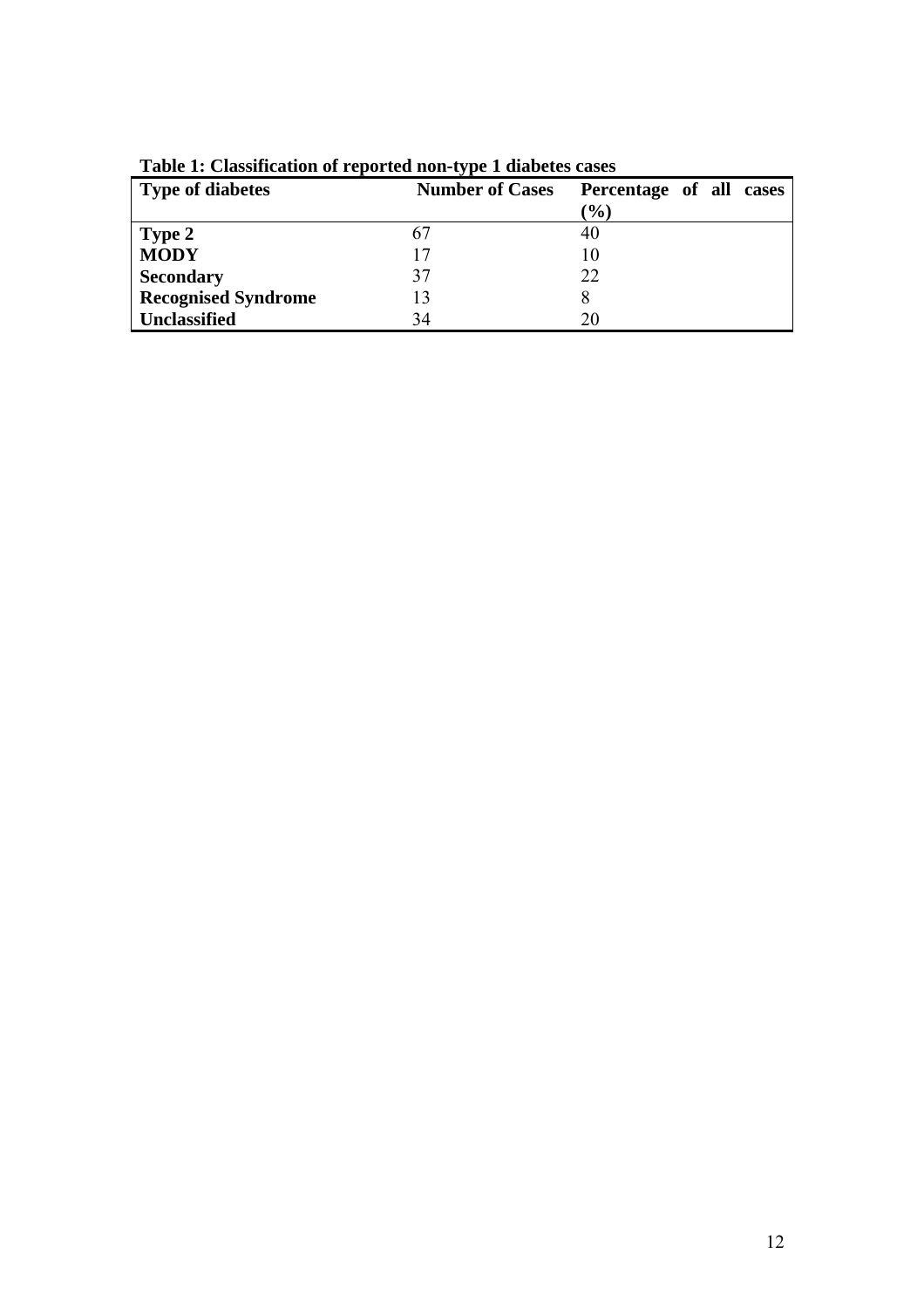**Table 1: Classification of reported non-type 1 diabetes cases**

| Type of diabetes | Number of Cases | Percentage of all cases (%) |
|---|---|---|
| **Type 2** | 67 | 40 |
| **MODY** | 17 | 10 |
| **Secondary** | 37 | 22 |
| **Recognised Syndrome** | 13 | 8 |
| **Unclassified** | 34 | 20 |